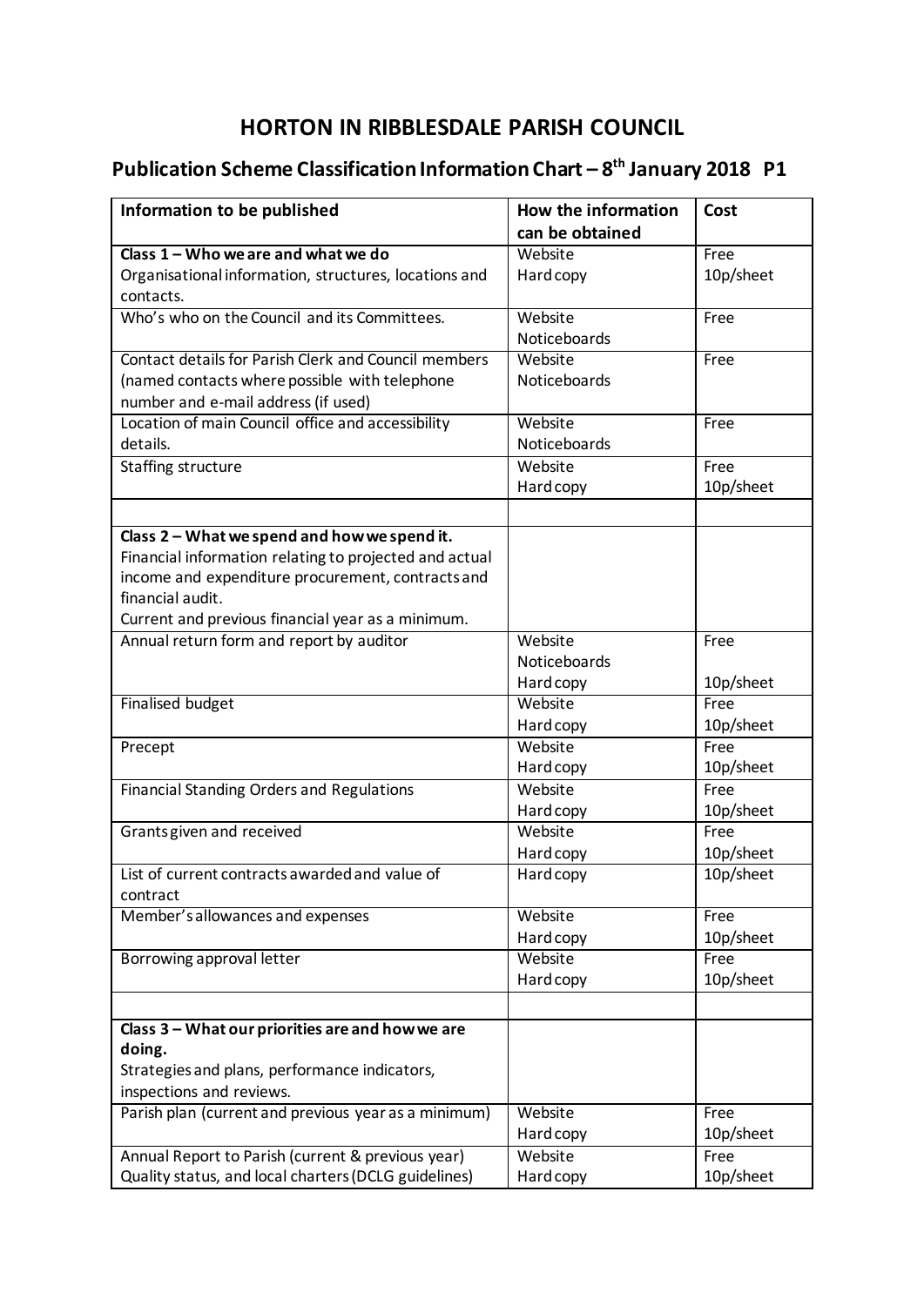# HORTON IN RIBBLESDALE PARISH COUNCIL

## Publication Scheme Classification Information Chart – 8th January 2018 P1

| Information to be published | How the information can be obtained | Cost |
|---|---|---|
| **Class 1 – Who we are and what we do**<br>Organisational information, structures, locations and contacts. | Website<br>Hard copy | Free<br>10p/sheet |
| Who's who on the Council and its Committees. | Website<br>Noticeboards | Free |
| Contact details for Parish Clerk and Council members (named contacts where possible with telephone number and e-mail address (if used) | Website<br>Noticeboards | Free |
| Location of main Council office and accessibility details. | Website<br>Noticeboards | Free |
| Staffing structure | Website<br>Hard copy | Free<br>10p/sheet |
| | | |
| **Class 2 – What we spend and how we spend it.**<br>Financial information relating to projected and actual income and expenditure procurement, contracts and financial audit.<br>Current and previous financial year as a minimum. | | |
| Annual return form and report by auditor | Website<br>Noticeboards<br>Hard copy | Free<br><br>10p/sheet |
| Finalised budget | Website<br>Hard copy | Free<br>10p/sheet |
| Precept | Website<br>Hard copy | Free<br>10p/sheet |
| Financial Standing Orders and Regulations | Website<br>Hard copy | Free<br>10p/sheet |
| Grants given and received | Website<br>Hard copy | Free<br>10p/sheet |
| List of current contracts awarded and value of contract | Hard copy | 10p/sheet |
| Member's allowances and expenses | Website<br>Hard copy | Free<br>10p/sheet |
| Borrowing approval letter | Website<br>Hard copy | Free<br>10p/sheet |
| | | |
| **Class 3 – What our priorities are and how we are doing.**<br>Strategies and plans, performance indicators, inspections and reviews. | | |
| Parish plan (current and previous year as a minimum) | Website<br>Hard copy | Free<br>10p/sheet |
| Annual Report to Parish (current & previous year)<br>Quality status, and local charters (DCLG guidelines) | Website<br>Hard copy | Free<br>10p/sheet |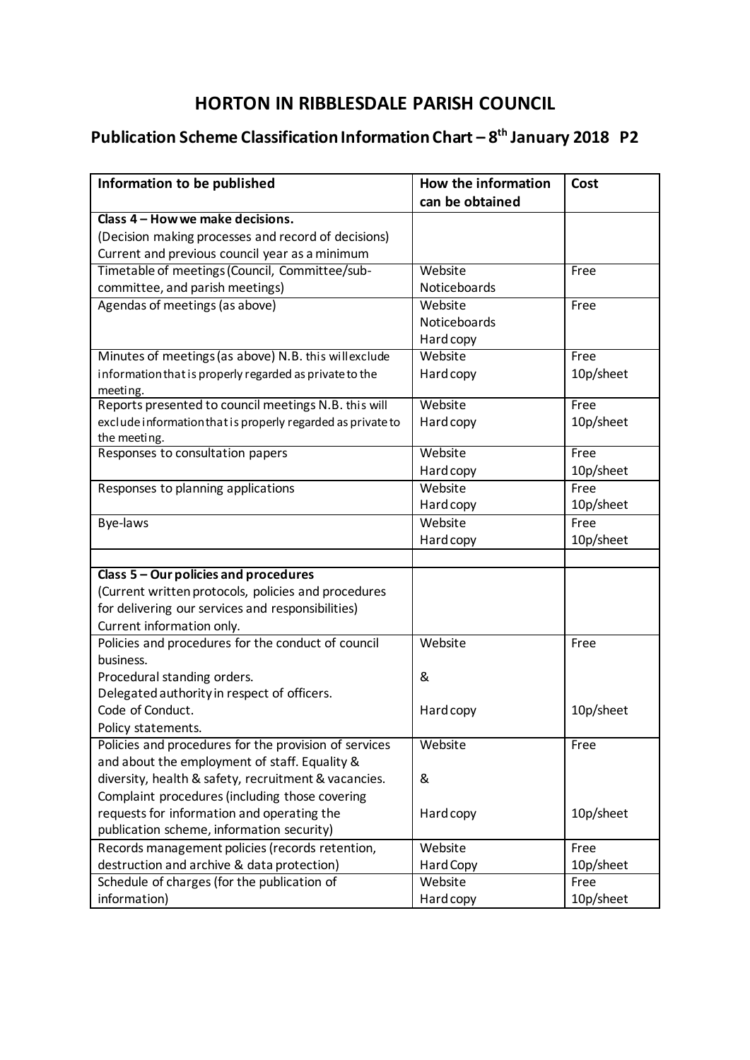# HORTON IN RIBBLESDALE PARISH COUNCIL

## Publication Scheme Classification Information Chart – 8th January 2018 P2

| Information to be published | How the information can be obtained | Cost |
|---|---|---|
| **Class 4 – How we make decisions.**<br>(Decision making processes and record of decisions)<br>Current and previous council year as a minimum | | |
| Timetable of meetings (Council, Committee/sub-committee, and parish meetings) | Website<br>Noticeboards | Free |
| Agendas of meetings (as above) | Website<br>Noticeboards<br>Hard copy | Free |
| Minutes of meetings (as above) N.B. this will exclude information that is properly regarded as private to the meeting. | Website<br>Hard copy | Free<br>10p/sheet |
| Reports presented to council meetings N.B. this will exclude information that is properly regarded as private to the meeting. | Website<br>Hard copy | Free<br>10p/sheet |
| Responses to consultation papers | Website<br>Hard copy | Free<br>10p/sheet |
| Responses to planning applications | Website<br>Hard copy | Free<br>10p/sheet |
| Bye-laws | Website<br>Hard copy | Free<br>10p/sheet |
| | | |
| **Class 5 – Our policies and procedures**<br>(Current written protocols, policies and procedures for delivering our services and responsibilities)<br>Current information only. | | |
| Policies and procedures for the conduct of council business.<br>Procedural standing orders.<br>Delegated authority in respect of officers.<br>Code of Conduct.<br>Policy statements. | Website<br>&<br>Hard copy | Free<br><br>10p/sheet |
| Policies and procedures for the provision of services and about the employment of staff. Equality & diversity, health & safety, recruitment & vacancies. Complaint procedures (including those covering requests for information and operating the publication scheme, information security) | Website<br>&<br>Hard copy | Free<br><br>10p/sheet |
| Records management policies (records retention, destruction and archive & data protection) | Website<br>Hard Copy | Free<br>10p/sheet |
| Schedule of charges (for the publication of information) | Website<br>Hard copy | Free<br>10p/sheet |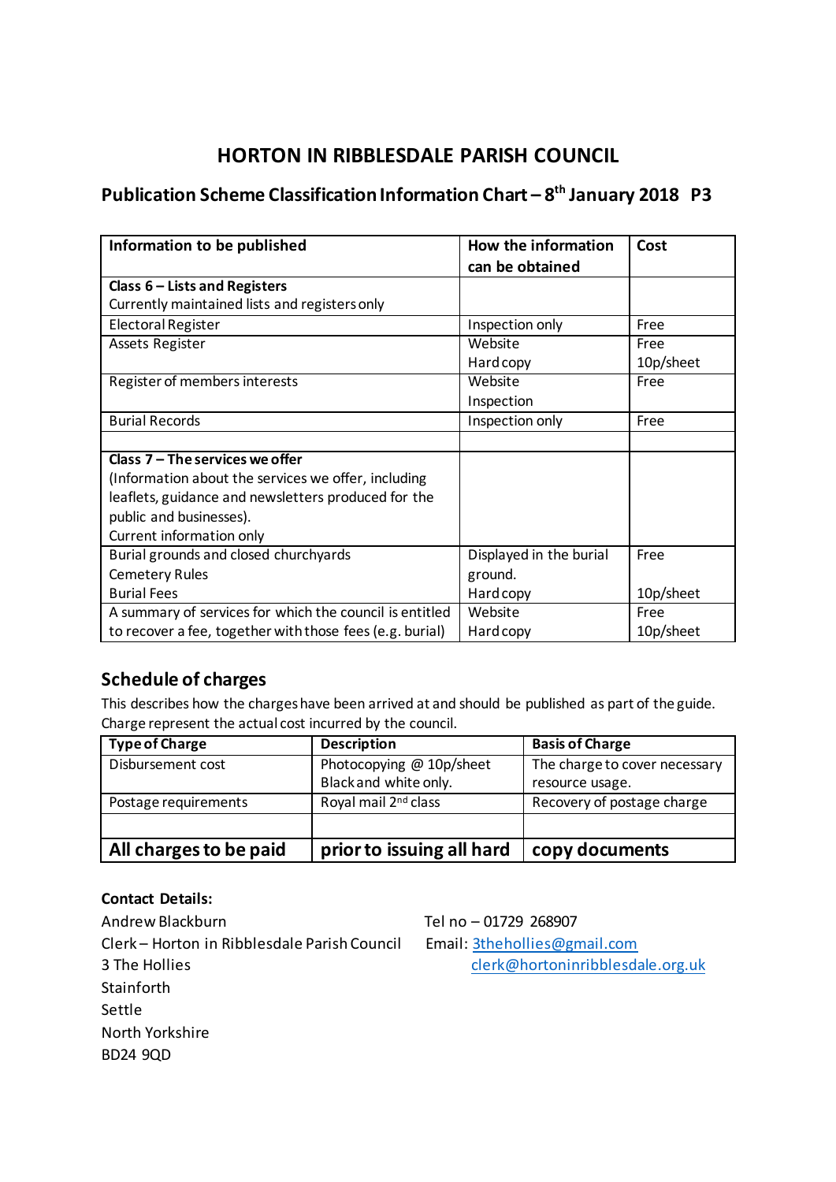# HORTON IN RIBBLESDALE PARISH COUNCIL

## Publication Scheme Classification Information Chart – 8th January 2018 P3

| Information to be published | How the information can be obtained | Cost |
|---|---|---|
| **Class 6 – Lists and Registers**<br>Currently maintained lists and registers only | | |
| Electoral Register | Inspection only | Free |
| Assets Register | Website<br>Hard copy | Free<br>10p/sheet |
| Register of members interests | Website<br>Inspection | Free |
| Burial Records | Inspection only | Free |
| | | |
| **Class 7 – The services we offer**<br>(Information about the services we offer, including leaflets, guidance and newsletters produced for the public and businesses).<br>Current information only | | |
| Burial grounds and closed churchyards<br>Cemetery Rules<br>Burial Fees | Displayed in the burial ground.<br>Hard copy | Free<br><br>10p/sheet |
| A summary of services for which the council is entitled to recover a fee, together with those fees (e.g. burial) | Website<br>Hard copy | Free<br>10p/sheet |

## Schedule of charges

This describes how the charges have been arrived at and should be published as part of the guide. Charge represent the actual cost incurred by the council.

| Type of Charge | Description | Basis of Charge |
|---|---|---|
| Disbursement cost | Photocopying @ 10p/sheet<br>Black and white only. | The charge to cover necessary resource usage. |
| Postage requirements | Royal mail 2nd class | Recovery of postage charge |
| | | |
| **All charges to be paid** | **prior to issuing all hard** | **copy documents** |

**Contact Details:**

Andrew Blackburn
Clerk – Horton in Ribblesdale Parish Council
3 The Hollies
Stainforth
Settle
North Yorkshire
BD24 9QD

Tel no – 01729 268907
Email: 3thehollies@gmail.com
clerk@hortoninribblesdale.org.uk